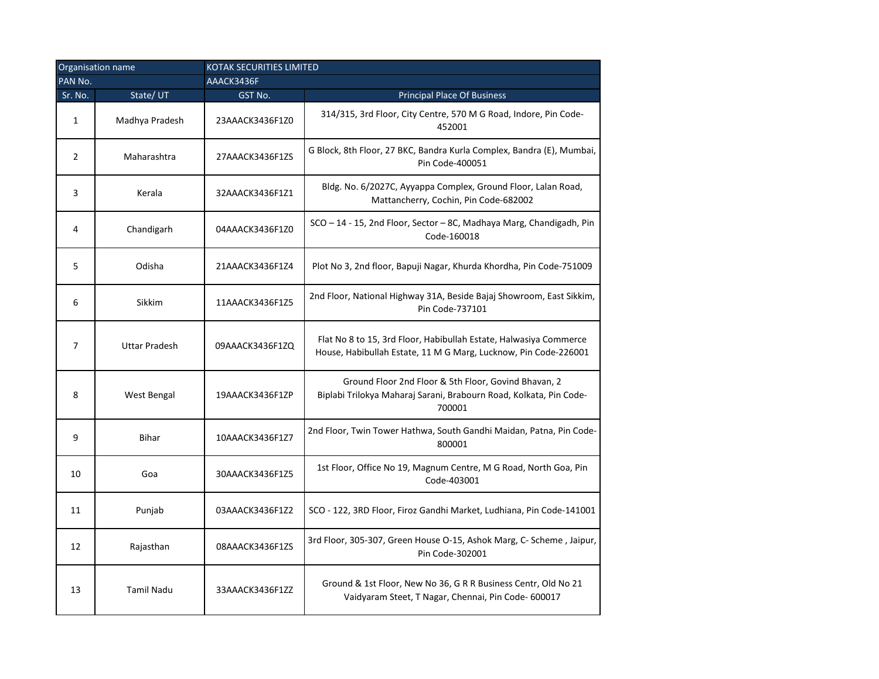| Organisation name | KOTAK SECURITIES LIMITED | | |
|---|---|---|---|
| PAN No. | AAACK3436F | | |
| Sr. No. | State/ UT | GST No. | Principal Place Of Business |
| 1 | Madhya Pradesh | 23AAACK3436F1Z0 | 314/315, 3rd Floor, City Centre, 570 M G Road, Indore, Pin Code-452001 |
| 2 | Maharashtra | 27AAACK3436F1ZS | G Block, 8th Floor, 27 BKC, Bandra Kurla Complex, Bandra (E), Mumbai, Pin Code-400051 |
| 3 | Kerala | 32AAACK3436F1Z1 | Bldg. No. 6/2027C, Ayyappa Complex, Ground Floor, Lalan Road, Mattancherry, Cochin, Pin Code-682002 |
| 4 | Chandigarh | 04AAACK3436F1Z0 | SCO – 14 - 15, 2nd Floor, Sector – 8C, Madhaya Marg, Chandigadh, Pin Code-160018 |
| 5 | Odisha | 21AAACK3436F1Z4 | Plot No 3, 2nd floor, Bapuji Nagar, Khurda Khordha, Pin Code-751009 |
| 6 | Sikkim | 11AAACK3436F1Z5 | 2nd Floor, National Highway 31A, Beside Bajaj Showroom, East Sikkim, Pin Code-737101 |
| 7 | Uttar Pradesh | 09AAACK3436F1ZQ | Flat No 8 to 15, 3rd Floor, Habibullah Estate, Halwasiya Commerce House, Habibullah Estate, 11 M G Marg, Lucknow, Pin Code-226001 |
| 8 | West Bengal | 19AAACK3436F1ZP | Ground Floor 2nd Floor & 5th Floor, Govind Bhavan, 2 Biplabi Trilokya Maharaj Sarani, Brabourn Road, Kolkata, Pin Code-700001 |
| 9 | Bihar | 10AAACK3436F1Z7 | 2nd Floor, Twin Tower Hathwa, South Gandhi Maidan, Patna, Pin Code-800001 |
| 10 | Goa | 30AAACK3436F1Z5 | 1st Floor, Office No 19, Magnum Centre, M G Road, North Goa, Pin Code-403001 |
| 11 | Punjab | 03AAACK3436F1Z2 | SCO - 122, 3RD Floor, Firoz Gandhi Market, Ludhiana, Pin Code-141001 |
| 12 | Rajasthan | 08AAACK3436F1ZS | 3rd Floor, 305-307, Green House O-15, Ashok Marg, C- Scheme , Jaipur, Pin Code-302001 |
| 13 | Tamil Nadu | 33AAACK3436F1ZZ | Ground & 1st Floor, New No 36, G R R Business Centr, Old No 21 Vaidyaram Steet, T Nagar, Chennai, Pin Code- 600017 |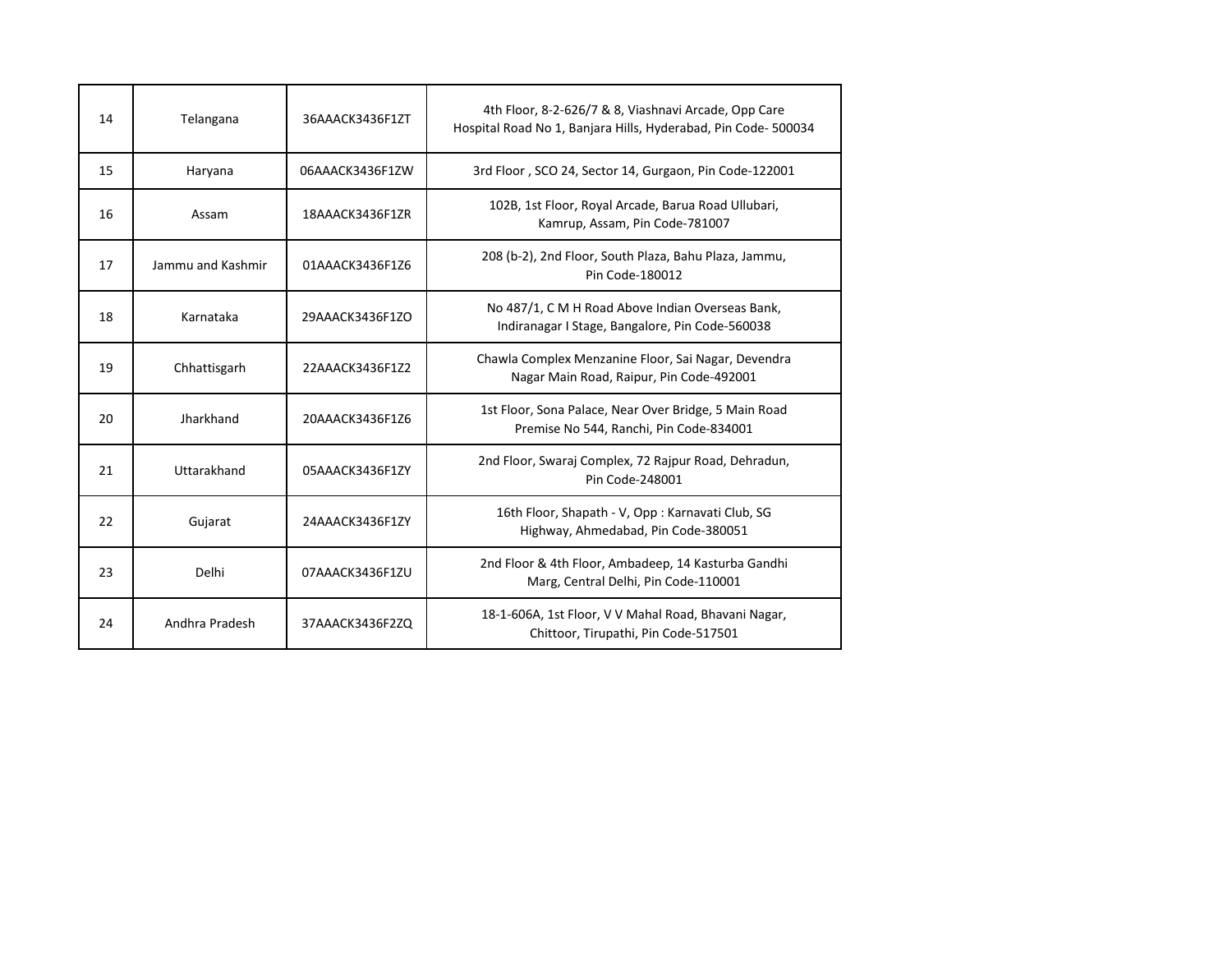| | | | |
|---|---|---|---|
| 14 | Telangana | 36AAACK3436F1ZT | 4th Floor, 8-2-626/7 & 8, Viashnavi Arcade, Opp Care Hospital Road No 1, Banjara Hills, Hyderabad, Pin Code- 500034 |
| 15 | Haryana | 06AAACK3436F1ZW | 3rd Floor , SCO 24, Sector 14, Gurgaon, Pin Code-122001 |
| 16 | Assam | 18AAACK3436F1ZR | 102B, 1st Floor, Royal Arcade, Barua Road Ullubari, Kamrup, Assam, Pin Code-781007 |
| 17 | Jammu and Kashmir | 01AAACK3436F1Z6 | 208 (b-2), 2nd Floor, South Plaza, Bahu Plaza, Jammu, Pin Code-180012 |
| 18 | Karnataka | 29AAACK3436F1ZO | No 487/1, C M H Road Above Indian Overseas Bank, Indiranagar I Stage, Bangalore, Pin Code-560038 |
| 19 | Chhattisgarh | 22AAACK3436F1Z2 | Chawla Complex Menzanine Floor, Sai Nagar, Devendra Nagar Main Road, Raipur, Pin Code-492001 |
| 20 | Jharkhand | 20AAACK3436F1Z6 | 1st Floor, Sona Palace, Near Over Bridge, 5 Main Road Premise No 544, Ranchi, Pin Code-834001 |
| 21 | Uttarakhand | 05AAACK3436F1ZY | 2nd Floor, Swaraj Complex, 72 Rajpur Road, Dehradun, Pin Code-248001 |
| 22 | Gujarat | 24AAACK3436F1ZY | 16th Floor, Shapath - V, Opp : Karnavati Club, SG Highway, Ahmedabad, Pin Code-380051 |
| 23 | Delhi | 07AAACK3436F1ZU | 2nd Floor & 4th Floor, Ambadeep, 14 Kasturba Gandhi Marg, Central Delhi, Pin Code-110001 |
| 24 | Andhra Pradesh | 37AAACK3436F2ZQ | 18-1-606A, 1st Floor, V V Mahal Road, Bhavani Nagar, Chittoor, Tirupathi, Pin Code-517501 |